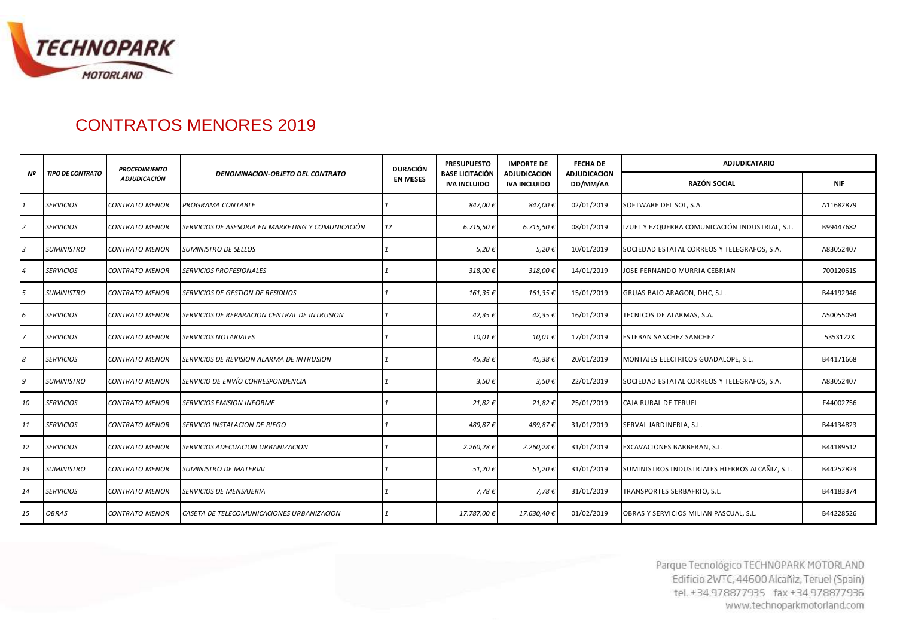# CONTRATOS MENORES 2019

| Nº | TIPO DE CONTRATO | PROCEDIMIENTO ADJUDICACIÓN | DENOMINACION-OBJETO DEL CONTRATO | DURACIÓN EN MESES | PRESUPUESTO BASE LICITACIÓN IVA INCLUIDO | IMPORTE DE ADJUDICACION IVA INCLUIDO | FECHA DE ADJUDICACION DD/MM/AA | ADJUDICATARIO | |
|---|---|---|---|---|---|---|---|---|---|
| | | | | | | | | RAZÓN SOCIAL | NIF |
| 1 | SERVICIOS | CONTRATO MENOR | PROGRAMA CONTABLE | 1 | 847,00 € | 847,00 € | 02/01/2019 | SOFTWARE DEL SOL, S.A. | A11682879 |
| 2 | SERVICIOS | CONTRATO MENOR | SERVICIOS DE ASESORIA EN MARKETING Y COMUNICACIÓN | 12 | 6.715,50 € | 6.715,50 € | 08/01/2019 | IZUEL Y EZQUERRA COMUNICACIÓN INDUSTRIAL, S.L. | B99447682 |
| 3 | SUMINISTRO | CONTRATO MENOR | SUMINISTRO DE SELLOS | 1 | 5,20 € | 5,20 € | 10/01/2019 | SOCIEDAD ESTATAL CORREOS Y TELEGRAFOS, S.A. | A83052407 |
| 4 | SERVICIOS | CONTRATO MENOR | SERVICIOS PROFESIONALES | 1 | 318,00 € | 318,00 € | 14/01/2019 | JOSE FERNANDO MURRIA CEBRIAN | 70012061S |
| 5 | SUMINISTRO | CONTRATO MENOR | SERVICIOS DE GESTION DE RESIDUOS | 1 | 161,35 € | 161,35 € | 15/01/2019 | GRUAS BAJO ARAGON, DHC, S.L. | B44192946 |
| 6 | SERVICIOS | CONTRATO MENOR | SERVICIOS DE REPARACION CENTRAL DE INTRUSION | 1 | 42,35 € | 42,35 € | 16/01/2019 | TECNICOS DE ALARMAS, S.A. | A50055094 |
| 7 | SERVICIOS | CONTRATO MENOR | SERVICIOS NOTARIALES | 1 | 10,01 € | 10,01 € | 17/01/2019 | ESTEBAN SANCHEZ SANCHEZ | 5353122X |
| 8 | SERVICIOS | CONTRATO MENOR | SERVICIOS DE REVISION ALARMA DE INTRUSION | 1 | 45,38 € | 45,38 € | 20/01/2019 | MONTAJES ELECTRICOS GUADALOPE, S.L. | B44171668 |
| 9 | SUMINISTRO | CONTRATO MENOR | SERVICIO DE ENVÍO CORRESPONDENCIA | 1 | 3,50 € | 3,50 € | 22/01/2019 | SOCIEDAD ESTATAL CORREOS Y TELEGRAFOS, S.A. | A83052407 |
| 10 | SERVICIOS | CONTRATO MENOR | SERVICIOS EMISION INFORME | 1 | 21,82 € | 21,82 € | 25/01/2019 | CAJA RURAL DE TERUEL | F44002756 |
| 11 | SERVICIOS | CONTRATO MENOR | SERVICIO INSTALACION DE RIEGO | 1 | 489,87 € | 489,87 € | 31/01/2019 | SERVAL JARDINERIA, S.L. | B44134823 |
| 12 | SERVICIOS | CONTRATO MENOR | SERVICIOS ADECUACION URBANIZACION | 1 | 2.260,28 € | 2.260,28 € | 31/01/2019 | EXCAVACIONES BARBERAN, S.L. | B44189512 |
| 13 | SUMINISTRO | CONTRATO MENOR | SUMINISTRO DE MATERIAL | 1 | 51,20 € | 51,20 € | 31/01/2019 | SUMINISTROS INDUSTRIALES HIERROS ALCAÑIZ, S.L. | B44252823 |
| 14 | SERVICIOS | CONTRATO MENOR | SERVICIOS DE MENSAJERIA | 1 | 7,78 € | 7,78 € | 31/01/2019 | TRANSPORTES SERBAFRIO, S.L. | B44183374 |
| 15 | OBRAS | CONTRATO MENOR | CASETA DE TELECOMUNICACIONES URBANIZACION | 1 | 17.787,00 € | 17.630,40 € | 01/02/2019 | OBRAS Y SERVICIOS MILIAN PASCUAL, S.L. | B44228526 |

Parque Tecnológico TECHNOPARK MOTORLAND
Edificio 2WTC, 44600 Alcañiz, Teruel (Spain)
tel. +34 978877935 fax +34 978877936
www.technoparkmotorland.com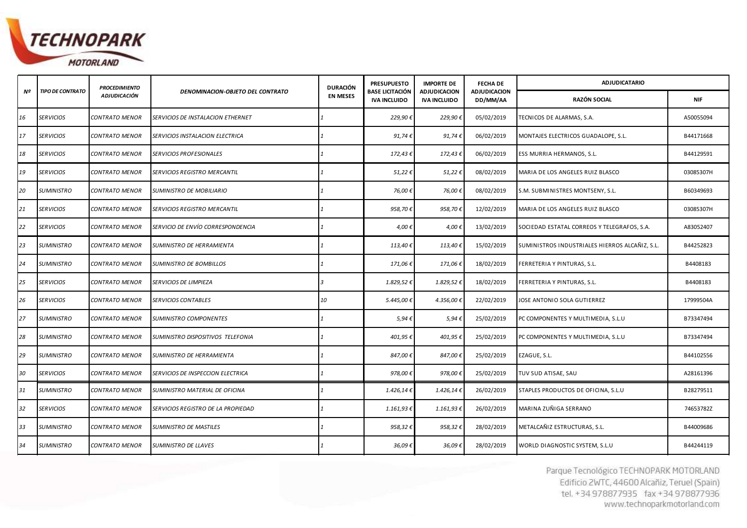| Nº | TIPO DE CONTRATO | PROCEDIMIENTO ADJUDICACIÓN | DENOMINACION-OBJETO DEL CONTRATO | DURACIÓN EN MESES | PRESUPUESTO BASE LICITACIÓN IVA INCLUIDO | IMPORTE DE ADJUDICACION IVA INCLUIDO | FECHA DE ADJUDICACION DD/MM/AA | ADJUDICATARIO | |
|---|---|---|---|---|---|---|---|---|---|
| | | | | | | | | RAZÓN SOCIAL | NIF |
| 16 | SERVICIOS | CONTRATO MENOR | SERVICIOS DE INSTALACION ETHERNET | 1 | 229,90 € | 229,90 € | 05/02/2019 | TECNICOS DE ALARMAS, S.A. | A50055094 |
| 17 | SERVICIOS | CONTRATO MENOR | SERVICIOS INSTALACION ELECTRICA | 1 | 91,74 € | 91,74 € | 06/02/2019 | MONTAJES ELECTRICOS GUADALOPE, S.L. | B44171668 |
| 18 | SERVICIOS | CONTRATO MENOR | SERVICIOS PROFESIONALES | 1 | 172,43 € | 172,43 € | 06/02/2019 | ESS MURRIA HERMANOS, S.L. | B44129591 |
| 19 | SERVICIOS | CONTRATO MENOR | SERVICIOS REGISTRO MERCANTIL | 1 | 51,22 € | 51,22 € | 08/02/2019 | MARIA DE LOS ANGELES RUIZ BLASCO | 03085307H |
| 20 | SUMINISTRO | CONTRATO MENOR | SUMINISTRO DE MOBILIARIO | 1 | 76,00 € | 76,00 € | 08/02/2019 | S.M. SUBMINISTRES MONTSENY, S.L. | B60349693 |
| 21 | SERVICIOS | CONTRATO MENOR | SERVICIOS REGISTRO MERCANTIL | 1 | 958,70 € | 958,70 € | 12/02/2019 | MARIA DE LOS ANGELES RUIZ BLASCO | 03085307H |
| 22 | SERVICIOS | CONTRATO MENOR | SERVICIO DE ENVÍO CORRESPONDENCIA | 1 | 4,00 € | 4,00 € | 13/02/2019 | SOCIEDAD ESTATAL CORREOS Y TELEGRAFOS, S.A. | A83052407 |
| 23 | SUMINISTRO | CONTRATO MENOR | SUMINISTRO DE HERRAMIENTA | 1 | 113,40 € | 113,40 € | 15/02/2019 | SUMINISTROS INDUSTRIALES HIERROS ALCAÑIZ, S.L. | B44252823 |
| 24 | SUMINISTRO | CONTRATO MENOR | SUMINISTRO DE BOMBILLOS | 1 | 171,06 € | 171,06 € | 18/02/2019 | FERRETERIA Y PINTURAS, S.L. | B4408183 |
| 25 | SERVICIOS | CONTRATO MENOR | SERVICIOS DE LIMPIEZA | 3 | 1.829,52 € | 1.829,52 € | 18/02/2019 | FERRETERIA Y PINTURAS, S.L. | B4408183 |
| 26 | SERVICIOS | CONTRATO MENOR | SERVICIOS CONTABLES | 10 | 5.445,00 € | 4.356,00 € | 22/02/2019 | JOSE ANTONIO SOLA GUTIERREZ | 17999504A |
| 27 | SUMINISTRO | CONTRATO MENOR | SUMINISTRO COMPONENTES | 1 | 5,94 € | 5,94 € | 25/02/2019 | PC COMPONENTES Y MULTIMEDIA, S.L.U | B73347494 |
| 28 | SUMINISTRO | CONTRATO MENOR | SUMINISTRO DISPOSITIVOS TELEFONIA | 1 | 401,95 € | 401,95 € | 25/02/2019 | PC COMPONENTES Y MULTIMEDIA, S.L.U | B73347494 |
| 29 | SUMINISTRO | CONTRATO MENOR | SUMINISTRO DE HERRAMIENTA | 1 | 847,00 € | 847,00 € | 25/02/2019 | EZAGUE, S.L. | B44102556 |
| 30 | SERVICIOS | CONTRATO MENOR | SERVICIOS DE INSPECCION ELECTRICA | 1 | 978,00 € | 978,00 € | 25/02/2019 | TUV SUD ATISAE, SAU | A28161396 |
| 31 | SUMINISTRO | CONTRATO MENOR | SUMINISTRO MATERIAL DE OFICINA | 1 | 1.426,14 € | 1.426,14 € | 26/02/2019 | STAPLES PRODUCTOS DE OFICINA, S.L.U | B28279511 |
| 32 | SERVICIOS | CONTRATO MENOR | SERVICIOS REGISTRO DE LA PROPIEDAD | 1 | 1.161,93 € | 1.161,93 € | 26/02/2019 | MARINA ZUÑIGA SERRANO | 74653782Z |
| 33 | SUMINISTRO | CONTRATO MENOR | SUMINISTRO DE MASTILES | 1 | 958,32 € | 958,32 € | 28/02/2019 | METALCAÑIZ ESTRUCTURAS, S.L. | B44009686 |
| 34 | SUMINISTRO | CONTRATO MENOR | SUMINISTRO DE LLAVES | 1 | 36,09 € | 36,09 € | 28/02/2019 | WORLD DIAGNOSTIC SYSTEM, S.L.U | B44244119 |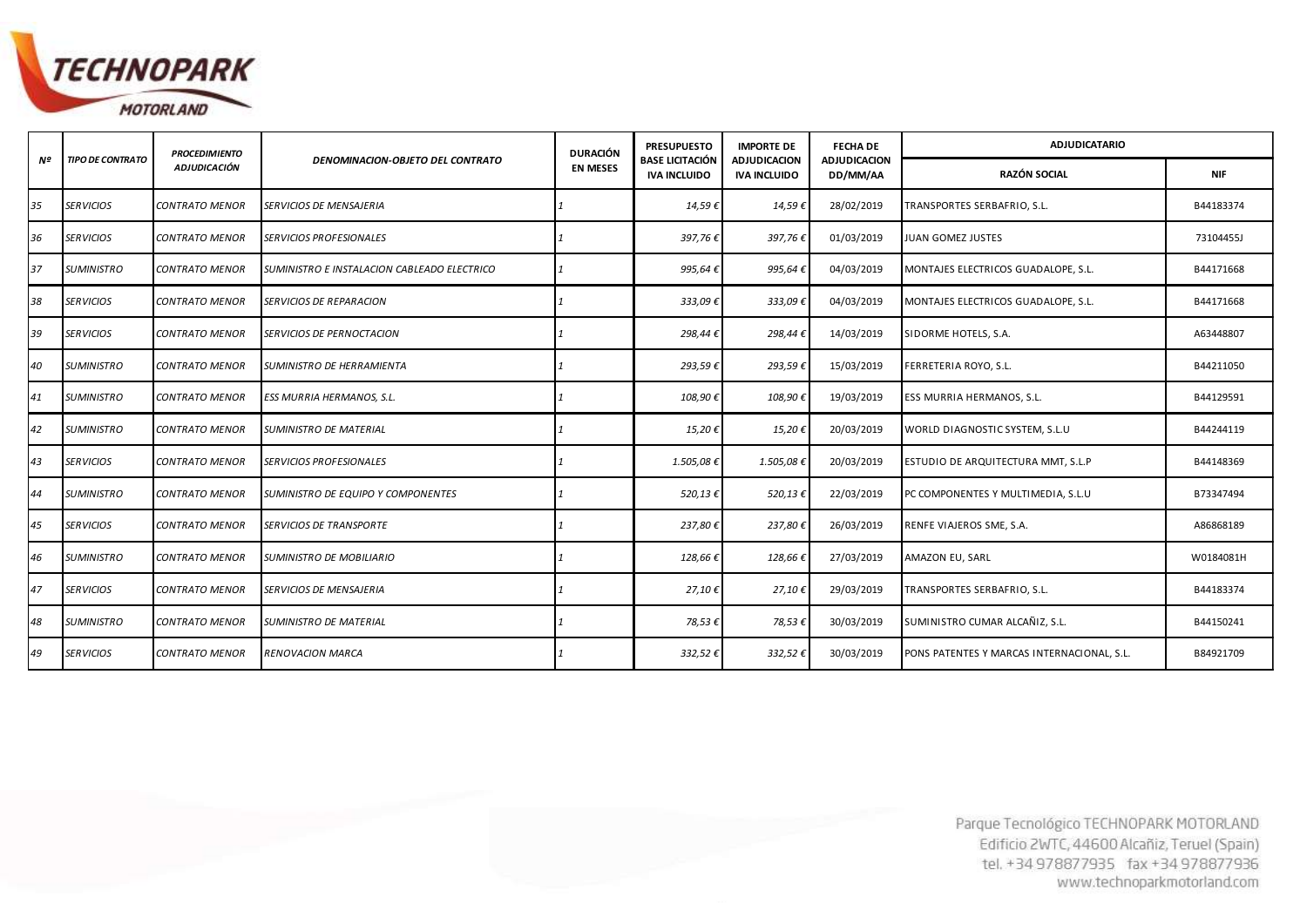| Nº | TIPO DE CONTRATO | PROCEDIMIENTO ADJUDICACIÓN | DENOMINACION-OBJETO DEL CONTRATO | DURACIÓN EN MESES | PRESUPUESTO BASE LICITACIÓN IVA INCLUIDO | IMPORTE DE ADJUDICACION IVA INCLUIDO | FECHA DE ADJUDICACION DD/MM/AA | ADJUDICATARIO | |
|---|---|---|---|---|---|---|---|---|---|
| | | | | | | | | RAZÓN SOCIAL | NIF |
| 35 | SERVICIOS | CONTRATO MENOR | SERVICIOS DE MENSAJERIA | 1 | 14,59 € | 14,59 € | 28/02/2019 | TRANSPORTES SERBAFRIO, S.L. | B44183374 |
| 36 | SERVICIOS | CONTRATO MENOR | SERVICIOS PROFESIONALES | 1 | 397,76 € | 397,76 € | 01/03/2019 | JUAN GOMEZ JUSTES | 73104455J |
| 37 | SUMINISTRO | CONTRATO MENOR | SUMINISTRO E INSTALACION CABLEADO ELECTRICO | 1 | 995,64 € | 995,64 € | 04/03/2019 | MONTAJES ELECTRICOS GUADALOPE, S.L. | B44171668 |
| 38 | SERVICIOS | CONTRATO MENOR | SERVICIOS DE REPARACION | 1 | 333,09 € | 333,09 € | 04/03/2019 | MONTAJES ELECTRICOS GUADALOPE, S.L. | B44171668 |
| 39 | SERVICIOS | CONTRATO MENOR | SERVICIOS DE PERNOCTACION | 1 | 298,44 € | 298,44 € | 14/03/2019 | SIDORME HOTELS, S.A. | A63448807 |
| 40 | SUMINISTRO | CONTRATO MENOR | SUMINISTRO DE HERRAMIENTA | 1 | 293,59 € | 293,59 € | 15/03/2019 | FERRETERIA ROYO, S.L. | B44211050 |
| 41 | SUMINISTRO | CONTRATO MENOR | ESS MURRIA HERMANOS, S.L. | 1 | 108,90 € | 108,90 € | 19/03/2019 | ESS MURRIA HERMANOS, S.L. | B44129591 |
| 42 | SUMINISTRO | CONTRATO MENOR | SUMINISTRO DE MATERIAL | 1 | 15,20 € | 15,20 € | 20/03/2019 | WORLD DIAGNOSTIC SYSTEM, S.L.U | B44244119 |
| 43 | SERVICIOS | CONTRATO MENOR | SERVICIOS PROFESIONALES | 1 | 1.505,08 € | 1.505,08 € | 20/03/2019 | ESTUDIO DE ARQUITECTURA MMT, S.L.P | B44148369 |
| 44 | SUMINISTRO | CONTRATO MENOR | SUMINISTRO DE EQUIPO Y COMPONENTES | 1 | 520,13 € | 520,13 € | 22/03/2019 | PC COMPONENTES Y MULTIMEDIA, S.L.U | B73347494 |
| 45 | SERVICIOS | CONTRATO MENOR | SERVICIOS DE TRANSPORTE | 1 | 237,80 € | 237,80 € | 26/03/2019 | RENFE VIAJEROS SME, S.A. | A86868189 |
| 46 | SUMINISTRO | CONTRATO MENOR | SUMINISTRO DE MOBILIARIO | 1 | 128,66 € | 128,66 € | 27/03/2019 | AMAZON EU, SARL | W0184081H |
| 47 | SERVICIOS | CONTRATO MENOR | SERVICIOS DE MENSAJERIA | 1 | 27,10 € | 27,10 € | 29/03/2019 | TRANSPORTES SERBAFRIO, S.L. | B44183374 |
| 48 | SUMINISTRO | CONTRATO MENOR | SUMINISTRO DE MATERIAL | 1 | 78,53 € | 78,53 € | 30/03/2019 | SUMINISTRO CUMAR ALCAÑIZ, S.L. | B44150241 |
| 49 | SERVICIOS | CONTRATO MENOR | RENOVACION MARCA | 1 | 332,52 € | 332,52 € | 30/03/2019 | PONS PATENTES Y MARCAS INTERNACIONAL, S.L. | B84921709 |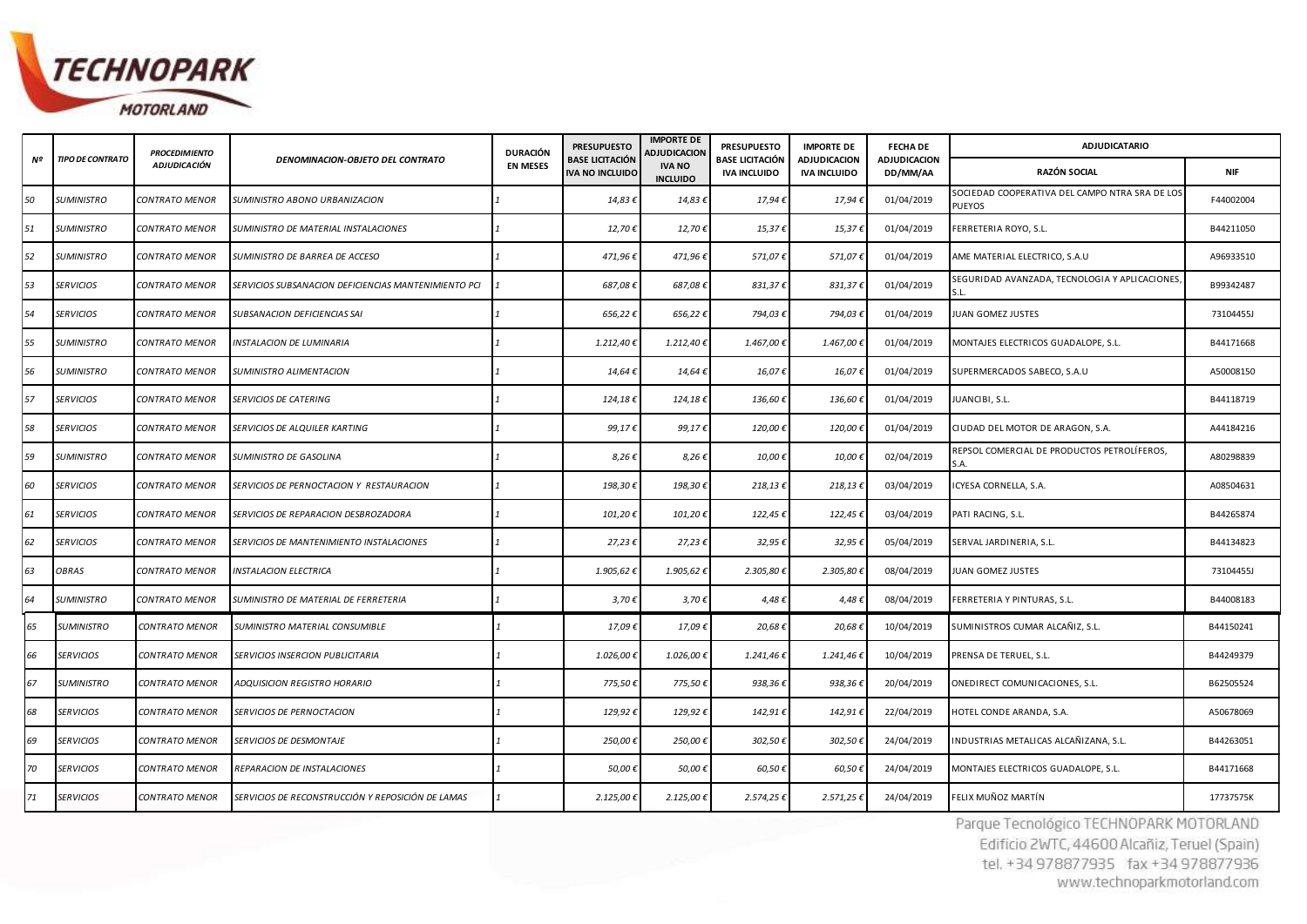| Nº | TIPO DE CONTRATO | PROCEDIMIENTO ADJUDICACIÓN | DENOMINACION-OBJETO DEL CONTRATO | DURACIÓN EN MESES | PRESUPUESTO BASE LICITACIÓN IVA NO INCLUIDO | IMPORTE DE ADJUDICACION IVA NO INCLUIDO | PRESUPUESTO BASE LICITACIÓN IVA INCLUIDO | IMPORTE DE ADJUDICACION IVA INCLUIDO | FECHA DE ADJUDICACION DD/MM/AA | ADJUDICATARIO | |
|---|---|---|---|---|---|---|---|---|---|---|---|
| | | | | | | | | | | RAZÓN SOCIAL | NIF |
| 50 | SUMINISTRO | CONTRATO MENOR | SUMINISTRO ABONO URBANIZACION | 1 | 14,83 € | 14,83 € | 17,94 € | 17,94 € | 01/04/2019 | SOCIEDAD COOPERATIVA DEL CAMPO NTRA SRA DE LOS PUEYOS | F44002004 |
| 51 | SUMINISTRO | CONTRATO MENOR | SUMINISTRO DE MATERIAL INSTALACIONES | 1 | 12,70 € | 12,70 € | 15,37 € | 15,37 € | 01/04/2019 | FERRETERIA ROYO, S.L. | B44211050 |
| 52 | SUMINISTRO | CONTRATO MENOR | SUMINISTRO DE BARREA DE ACCESO | 1 | 471,96 € | 471,96 € | 571,07 € | 571,07 € | 01/04/2019 | AME MATERIAL ELECTRICO, S.A.U | A96933510 |
| 53 | SERVICIOS | CONTRATO MENOR | SERVICIOS SUBSANACION DEFICIENCIAS MANTENIMIENTO PCI | 1 | 687,08 € | 687,08 € | 831,37 € | 831,37 € | 01/04/2019 | SEGURIDAD AVANZADA, TECNOLOGIA Y APLICACIONES, S.L. | B99342487 |
| 54 | SERVICIOS | CONTRATO MENOR | SUBSANACION DEFICIENCIAS SAI | 1 | 656,22 € | 656,22 € | 794,03 € | 794,03 € | 01/04/2019 | JUAN GOMEZ JUSTES | 73104455J |
| 55 | SUMINISTRO | CONTRATO MENOR | INSTALACION DE LUMINARIA | 1 | 1.212,40 € | 1.212,40 € | 1.467,00 € | 1.467,00 € | 01/04/2019 | MONTAJES ELECTRICOS GUADALOPE, S.L. | B44171668 |
| 56 | SUMINISTRO | CONTRATO MENOR | SUMINISTRO ALIMENTACION | 1 | 14,64 € | 14,64 € | 16,07 € | 16,07 € | 01/04/2019 | SUPERMERCADOS SABECO, S.A.U | A50008150 |
| 57 | SERVICIOS | CONTRATO MENOR | SERVICIOS DE CATERING | 1 | 124,18 € | 124,18 € | 136,60 € | 136,60 € | 01/04/2019 | JUANCIBI, S.L. | B44118719 |
| 58 | SERVICIOS | CONTRATO MENOR | SERVICIOS DE ALQUILER KARTING | 1 | 99,17 € | 99,17 € | 120,00 € | 120,00 € | 01/04/2019 | CIUDAD DEL MOTOR DE ARAGON, S.A. | A44184216 |
| 59 | SUMINISTRO | CONTRATO MENOR | SUMINISTRO DE GASOLINA | 1 | 8,26 € | 8,26 € | 10,00 € | 10,00 € | 02/04/2019 | REPSOL COMERCIAL DE PRODUCTOS PETROLÍFEROS, S.A. | A80298839 |
| 60 | SERVICIOS | CONTRATO MENOR | SERVICIOS DE PERNOCTACION Y RESTAURACION | 1 | 198,30 € | 198,30 € | 218,13 € | 218,13 € | 03/04/2019 | ICYESA CORNELLA, S.A. | A08504631 |
| 61 | SERVICIOS | CONTRATO MENOR | SERVICIOS DE REPARACION DESBROZADORA | 1 | 101,20 € | 101,20 € | 122,45 € | 122,45 € | 03/04/2019 | PATI RACING, S.L. | B44265874 |
| 62 | SERVICIOS | CONTRATO MENOR | SERVICIOS DE MANTENIMIENTO INSTALACIONES | 1 | 27,23 € | 27,23 € | 32,95 € | 32,95 € | 05/04/2019 | SERVAL JARDINERIA, S.L. | B44134823 |
| 63 | OBRAS | CONTRATO MENOR | INSTALACION ELECTRICA | 1 | 1.905,62 € | 1.905,62 € | 2.305,80 € | 2.305,80 € | 08/04/2019 | JUAN GOMEZ JUSTES | 73104455J |
| 64 | SUMINISTRO | CONTRATO MENOR | SUMINISTRO DE MATERIAL DE FERRETERIA | 1 | 3,70 € | 3,70 € | 4,48 € | 4,48 € | 08/04/2019 | FERRETERIA Y PINTURAS, S.L. | B44008183 |
| 65 | SUMINISTRO | CONTRATO MENOR | SUMINISTRO MATERIAL CONSUMIBLE | 1 | 17,09 € | 17,09 € | 20,68 € | 20,68 € | 10/04/2019 | SUMINISTROS CUMAR ALCAÑIZ, S.L. | B44150241 |
| 66 | SERVICIOS | CONTRATO MENOR | SERVICIOS INSERCION PUBLICITARIA | 1 | 1.026,00 € | 1.026,00 € | 1.241,46 € | 1.241,46 € | 10/04/2019 | PRENSA DE TERUEL, S.L. | B44249379 |
| 67 | SUMINISTRO | CONTRATO MENOR | ADQUISICION REGISTRO HORARIO | 1 | 775,50 € | 775,50 € | 938,36 € | 938,36 € | 20/04/2019 | ONEDIRECT COMUNICACIONES, S.L. | B62505524 |
| 68 | SERVICIOS | CONTRATO MENOR | SERVICIOS DE PERNOCTACION | 1 | 129,92 € | 129,92 € | 142,91 € | 142,91 € | 22/04/2019 | HOTEL CONDE ARANDA, S.A. | A50678069 |
| 69 | SERVICIOS | CONTRATO MENOR | SERVICIOS DE DESMONTAJE | 1 | 250,00 € | 250,00 € | 302,50 € | 302,50 € | 24/04/2019 | INDUSTRIAS METALICAS ALCAÑIZANA, S.L. | B44263051 |
| 70 | SERVICIOS | CONTRATO MENOR | REPARACION DE INSTALACIONES | 1 | 50,00 € | 50,00 € | 60,50 € | 60,50 € | 24/04/2019 | MONTAJES ELECTRICOS GUADALOPE, S.L. | B44171668 |
| 71 | SERVICIOS | CONTRATO MENOR | SERVICIOS DE RECONSTRUCCIÓN Y REPOSICIÓN DE LAMAS | 1 | 2.125,00 € | 2.125,00 € | 2.574,25 € | 2.571,25 € | 24/04/2019 | FELIX MUÑOZ MARTÍN | 17737575K |

Parque Tecnológico TECHNOPARK MOTORLAND
Edificio 2WTC, 44600 Alcañiz, Teruel (Spain)
tel. +34 978877935 fax +34 978877936
www.technoparkmotorland.com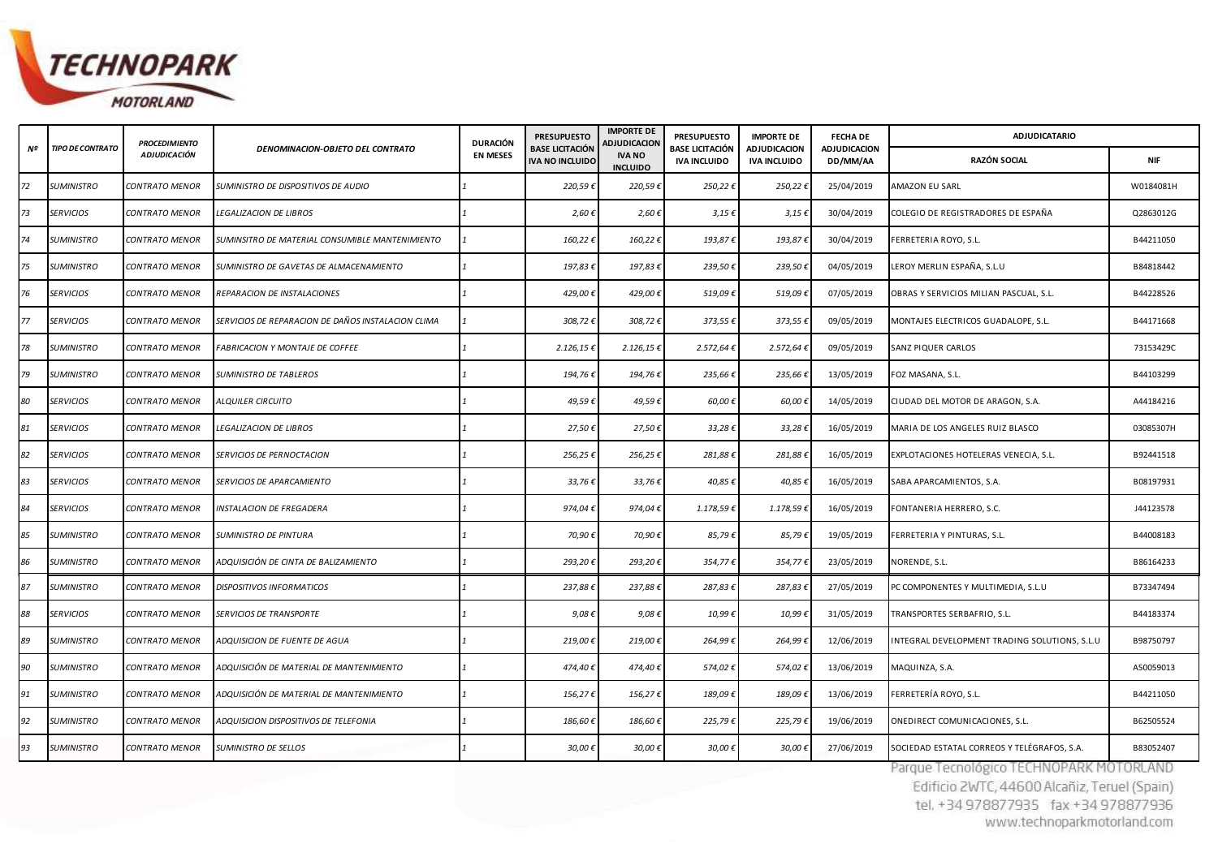| Nº | TIPO DE CONTRATO | PROCEDIMIENTO ADJUDICACIÓN | DENOMINACION-OBJETO DEL CONTRATO | DURACIÓN EN MESES | PRESUPUESTO BASE LICITACIÓN IVA NO INCLUIDO | IMPORTE DE ADJUDICACION IVA NO INCLUIDO | PRESUPUESTO BASE LICITACIÓN IVA INCLUIDO | IMPORTE DE ADJUDICACION IVA INCLUIDO | FECHA DE ADJUDICACION DD/MM/AA | ADJUDICATARIO | |
|---|---|---|---|---|---|---|---|---|---|---|---|
| | | | | | | | | | | RAZÓN SOCIAL | NIF |
| 72 | SUMINISTRO | CONTRATO MENOR | SUMINISTRO DE DISPOSITIVOS DE AUDIO | 1 | 220,59 € | 220,59 € | 250,22 € | 250,22 € | 25/04/2019 | AMAZON EU SARL | W0184081H |
| 73 | SERVICIOS | CONTRATO MENOR | LEGALIZACION DE LIBROS | 1 | 2,60 € | 2,60 € | 3,15 € | 3,15 € | 30/04/2019 | COLEGIO DE REGISTRADORES DE ESPAÑA | Q2863012G |
| 74 | SUMINISTRO | CONTRATO MENOR | SUMINSITRO DE MATERIAL CONSUMIBLE MANTENIMIENTO | 1 | 160,22 € | 160,22 € | 193,87 € | 193,87 € | 30/04/2019 | FERRETERIA ROYO, S.L. | B44211050 |
| 75 | SUMINISTRO | CONTRATO MENOR | SUMINISTRO DE GAVETAS DE ALMACENAMIENTO | 1 | 197,83 € | 197,83 € | 239,50 € | 239,50 € | 04/05/2019 | LEROY MERLIN ESPAÑA, S.L.U | B84818442 |
| 76 | SERVICIOS | CONTRATO MENOR | REPARACION DE INSTALACIONES | 1 | 429,00 € | 429,00 € | 519,09 € | 519,09 € | 07/05/2019 | OBRAS Y SERVICIOS MILIAN PASCUAL, S.L. | B44228526 |
| 77 | SERVICIOS | CONTRATO MENOR | SERVICIOS DE REPARACION DE DAÑOS INSTALACION CLIMA | 1 | 308,72 € | 308,72 € | 373,55 € | 373,55 € | 09/05/2019 | MONTAJES ELECTRICOS GUADALOPE, S.L. | B44171668 |
| 78 | SUMINISTRO | CONTRATO MENOR | FABRICACION Y MONTAJE DE COFFEE | 1 | 2.126,15 € | 2.126,15 € | 2.572,64 € | 2.572,64 € | 09/05/2019 | SANZ PIQUER CARLOS | 73153429C |
| 79 | SUMINISTRO | CONTRATO MENOR | SUMINISTRO DE TABLEROS | 1 | 194,76 € | 194,76 € | 235,66 € | 235,66 € | 13/05/2019 | FOZ MASANA, S.L. | B44103299 |
| 80 | SERVICIOS | CONTRATO MENOR | ALQUILER CIRCUITO | 1 | 49,59 € | 49,59 € | 60,00 € | 60,00 € | 14/05/2019 | CIUDAD DEL MOTOR DE ARAGON, S.A. | A44184216 |
| 81 | SERVICIOS | CONTRATO MENOR | LEGALIZACION DE LIBROS | 1 | 27,50 € | 27,50 € | 33,28 € | 33,28 € | 16/05/2019 | MARIA DE LOS ANGELES RUIZ BLASCO | 03085307H |
| 82 | SERVICIOS | CONTRATO MENOR | SERVICIOS DE PERNOCTACION | 1 | 256,25 € | 256,25 € | 281,88 € | 281,88 € | 16/05/2019 | EXPLOTACIONES HOTELERAS VENECIA, S.L. | B92441518 |
| 83 | SERVICIOS | CONTRATO MENOR | SERVICIOS DE APARCAMIENTO | 1 | 33,76 € | 33,76 € | 40,85 € | 40,85 € | 16/05/2019 | SABA APARCAMIENTOS, S.A. | B08197931 |
| 84 | SERVICIOS | CONTRATO MENOR | INSTALACION DE FREGADERA | 1 | 974,04 € | 974,04 € | 1.178,59 € | 1.178,59 € | 16/05/2019 | FONTANERIA HERRERO, S.C. | J44123578 |
| 85 | SUMINISTRO | CONTRATO MENOR | SUMINISTRO DE PINTURA | 1 | 70,90 € | 70,90 € | 85,79 € | 85,79 € | 19/05/2019 | FERRETERIA Y PINTURAS, S.L. | B44008183 |
| 86 | SUMINISTRO | CONTRATO MENOR | ADQUISICIÓN DE CINTA DE BALIZAMIENTO | 1 | 293,20 € | 293,20 € | 354,77 € | 354,77 € | 23/05/2019 | NORENDE, S.L. | B86164233 |
| 87 | SUMINISTRO | CONTRATO MENOR | DISPOSITIVOS INFORMATICOS | 1 | 237,88 € | 237,88 € | 287,83 € | 287,83 € | 27/05/2019 | PC COMPONENTES Y MULTIMEDIA, S.L.U | B73347494 |
| 88 | SERVICIOS | CONTRATO MENOR | SERVICIOS DE TRANSPORTE | 1 | 9,08 € | 9,08 € | 10,99 € | 10,99 € | 31/05/2019 | TRANSPORTES SERBAFRIO, S.L. | B44183374 |
| 89 | SUMINISTRO | CONTRATO MENOR | ADQUISICION DE FUENTE DE AGUA | 1 | 219,00 € | 219,00 € | 264,99 € | 264,99 € | 12/06/2019 | INTEGRAL DEVELOPMENT TRADING SOLUTIONS, S.L.U | B98750797 |
| 90 | SUMINISTRO | CONTRATO MENOR | ADQUISICIÓN DE MATERIAL DE MANTENIMIENTO | 1 | 474,40 € | 474,40 € | 574,02 € | 574,02 € | 13/06/2019 | MAQUINZA, S.A. | A50059013 |
| 91 | SUMINISTRO | CONTRATO MENOR | ADQUISICIÓN DE MATERIAL DE MANTENIMIENTO | 1 | 156,27 € | 156,27 € | 189,09 € | 189,09 € | 13/06/2019 | FERRETERÍA ROYO, S.L. | B44211050 |
| 92 | SUMINISTRO | CONTRATO MENOR | ADQUISICION DISPOSITIVOS DE TELEFONIA | 1 | 186,60 € | 186,60 € | 225,79 € | 225,79 € | 19/06/2019 | ONEDIRECT COMUNICACIONES, S.L. | B62505524 |
| 93 | SUMINISTRO | CONTRATO MENOR | SUMINISTRO DE SELLOS | 1 | 30,00 € | 30,00 € | 30,00 € | 30,00 € | 27/06/2019 | SOCIEDAD ESTATAL CORREOS Y TELÉGRAFOS, S.A. | B83052407 |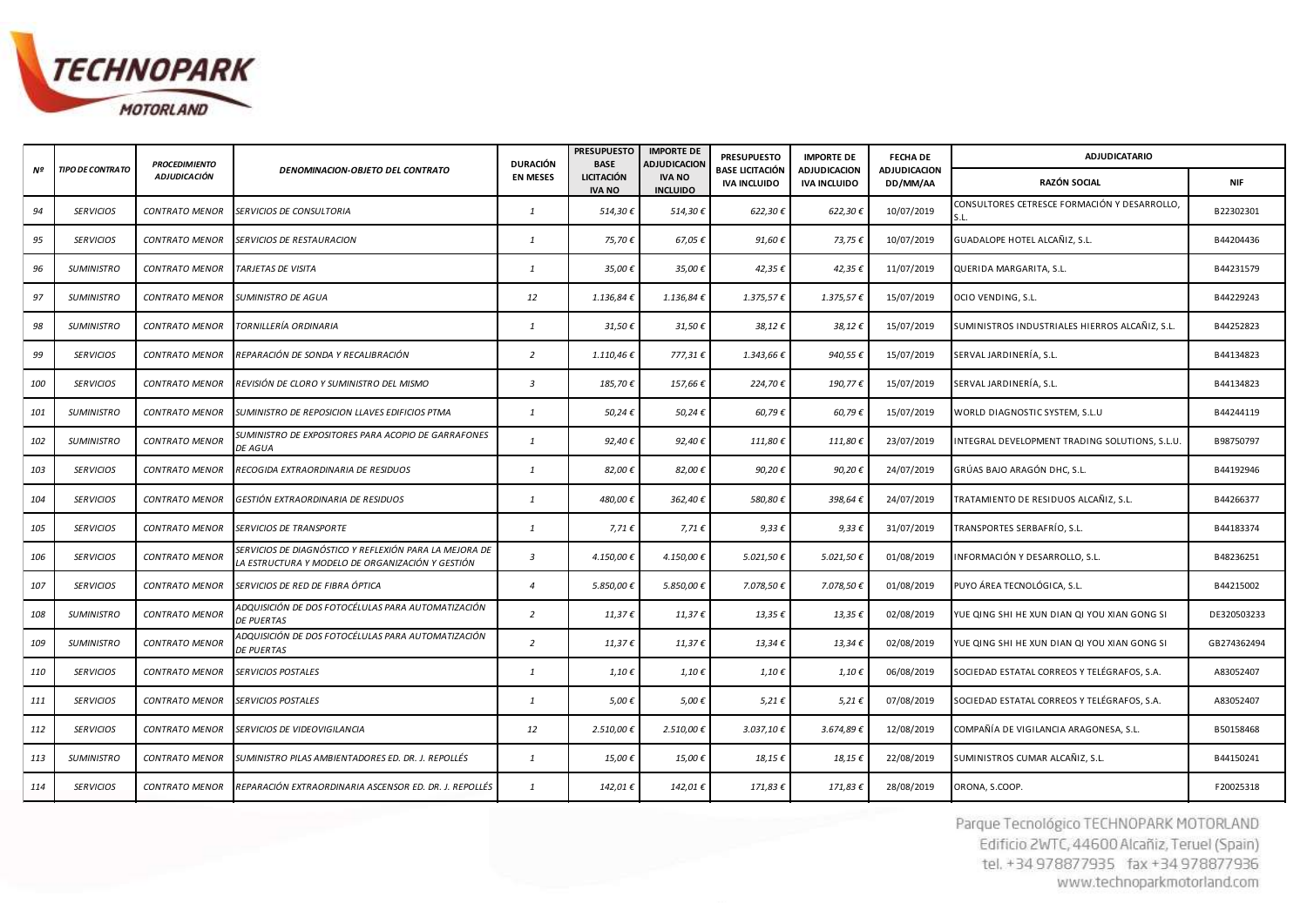| Nº | TIPO DE CONTRATO | PROCEDIMIENTO ADJUDICACIÓN | DENOMINACION-OBJETO DEL CONTRATO | DURACIÓN EN MESES | PRESUPUESTO BASE LICITACIÓN IVA NO | IMPORTE DE ADJUDICACION IVA NO INCLUIDO | PRESUPUESTO BASE LICITACIÓN IVA INCLUIDO | IMPORTE DE ADJUDICACION IVA INCLUIDO | FECHA DE ADJUDICACION DD/MM/AA | ADJUDICATARIO | |
|---|---|---|---|---|---|---|---|---|---|---|---|
| | | | | | | | | | | RAZÓN SOCIAL | NIF |
| 94 | SERVICIOS | CONTRATO MENOR | SERVICIOS DE CONSULTORIA | 1 | 514,30 € | 514,30 € | 622,30 € | 622,30 € | 10/07/2019 | CONSULTORES CETRESCE FORMACIÓN Y DESARROLLO, S.L. | B22302301 |
| 95 | SERVICIOS | CONTRATO MENOR | SERVICIOS DE RESTAURACION | 1 | 75,70 € | 67,05 € | 91,60 € | 73,75 € | 10/07/2019 | GUADALOPE HOTEL ALCAÑIZ, S.L. | B44204436 |
| 96 | SUMINISTRO | CONTRATO MENOR | TARJETAS DE VISITA | 1 | 35,00 € | 35,00 € | 42,35 € | 42,35 € | 11/07/2019 | QUERIDA MARGARITA, S.L. | B44231579 |
| 97 | SUMINISTRO | CONTRATO MENOR | SUMINISTRO DE AGUA | 12 | 1.136,84 € | 1.136,84 € | 1.375,57 € | 1.375,57 € | 15/07/2019 | OCIO VENDING, S.L. | B44229243 |
| 98 | SUMINISTRO | CONTRATO MENOR | TORNILLERÍA ORDINARIA | 1 | 31,50 € | 31,50 € | 38,12 € | 38,12 € | 15/07/2019 | SUMINISTROS INDUSTRIALES HIERROS ALCAÑIZ, S.L. | B44252823 |
| 99 | SERVICIOS | CONTRATO MENOR | REPARACIÓN DE SONDA Y RECALIBRACIÓN | 2 | 1.110,46 € | 777,31 € | 1.343,66 € | 940,55 € | 15/07/2019 | SERVAL JARDINERÍA, S.L. | B44134823 |
| 100 | SERVICIOS | CONTRATO MENOR | REVISIÓN DE CLORO Y SUMINISTRO DEL MISMO | 3 | 185,70 € | 157,66 € | 224,70 € | 190,77 € | 15/07/2019 | SERVAL JARDINERÍA, S.L. | B44134823 |
| 101 | SUMINISTRO | CONTRATO MENOR | SUMINISTRO DE REPOSICION LLAVES EDIFICIOS PTMA | 1 | 50,24 € | 50,24 € | 60,79 € | 60,79 € | 15/07/2019 | WORLD DIAGNOSTIC SYSTEM, S.L.U | B44244119 |
| 102 | SUMINISTRO | CONTRATO MENOR | SUMINISTRO DE EXPOSITORES PARA ACOPIO DE GARRAFONES DE AGUA | 1 | 92,40 € | 92,40 € | 111,80 € | 111,80 € | 23/07/2019 | INTEGRAL DEVELOPMENT TRADING SOLUTIONS, S.L.U. | B98750797 |
| 103 | SERVICIOS | CONTRATO MENOR | RECOGIDA EXTRAORDINARIA DE RESIDUOS | 1 | 82,00 € | 82,00 € | 90,20 € | 90,20 € | 24/07/2019 | GRÚAS BAJO ARAGÓN DHC, S.L. | B44192946 |
| 104 | SERVICIOS | CONTRATO MENOR | GESTIÓN EXTRAORDINARIA DE RESIDUOS | 1 | 480,00 € | 362,40 € | 580,80 € | 398,64 € | 24/07/2019 | TRATAMIENTO DE RESIDUOS ALCAÑIZ, S.L. | B44266377 |
| 105 | SERVICIOS | CONTRATO MENOR | SERVICIOS DE TRANSPORTE | 1 | 7,71 € | 7,71 € | 9,33 € | 9,33 € | 31/07/2019 | TRANSPORTES SERBAFRÍO, S.L. | B44183374 |
| 106 | SERVICIOS | CONTRATO MENOR | SERVICIOS DE DIAGNÓSTICO Y REFLEXIÓN PARA LA MEJORA DE LA ESTRUCTURA Y MODELO DE ORGANIZACIÓN Y GESTIÓN | 3 | 4.150,00 € | 4.150,00 € | 5.021,50 € | 5.021,50 € | 01/08/2019 | INFORMACIÓN Y DESARROLLO, S.L. | B48236251 |
| 107 | SERVICIOS | CONTRATO MENOR | SERVICIOS DE RED DE FIBRA ÓPTICA | 4 | 5.850,00 € | 5.850,00 € | 7.078,50 € | 7.078,50 € | 01/08/2019 | PUYO ÁREA TECNOLÓGICA, S.L. | B44215002 |
| 108 | SUMINISTRO | CONTRATO MENOR | ADQUISICIÓN DE DOS FOTOCÉLULAS PARA AUTOMATIZACIÓN DE PUERTAS | 2 | 11,37 € | 11,37 € | 13,35 € | 13,35 € | 02/08/2019 | YUE QING SHI HE XUN DIAN QI YOU XIAN GONG SI | DE320503233 |
| 109 | SUMINISTRO | CONTRATO MENOR | ADQUISICIÓN DE DOS FOTOCÉLULAS PARA AUTOMATIZACIÓN DE PUERTAS | 2 | 11,37 € | 11,37 € | 13,34 € | 13,34 € | 02/08/2019 | YUE QING SHI HE XUN DIAN QI YOU XIAN GONG SI | GB274362494 |
| 110 | SERVICIOS | CONTRATO MENOR | SERVICIOS POSTALES | 1 | 1,10 € | 1,10 € | 1,10 € | 1,10 € | 06/08/2019 | SOCIEDAD ESTATAL CORREOS Y TELÉGRAFOS, S.A. | A83052407 |
| 111 | SERVICIOS | CONTRATO MENOR | SERVICIOS POSTALES | 1 | 5,00 € | 5,00 € | 5,21 € | 5,21 € | 07/08/2019 | SOCIEDAD ESTATAL CORREOS Y TELÉGRAFOS, S.A. | A83052407 |
| 112 | SERVICIOS | CONTRATO MENOR | SERVICIOS DE VIDEOVIGILANCIA | 12 | 2.510,00 € | 2.510,00 € | 3.037,10 € | 3.674,89 € | 12/08/2019 | COMPAÑÍA DE VIGILANCIA ARAGONESA, S.L. | B50158468 |
| 113 | SUMINISTRO | CONTRATO MENOR | SUMINISTRO PILAS AMBIENTADORES ED. DR. J. REPOLLÉS | 1 | 15,00 € | 15,00 € | 18,15 € | 18,15 € | 22/08/2019 | SUMINISTROS CUMAR ALCAÑIZ, S.L. | B44150241 |
| 114 | SERVICIOS | CONTRATO MENOR | REPARACIÓN EXTRAORDINARIA ASCENSOR ED. DR. J. REPOLLÉS | 1 | 142,01 € | 142,01 € | 171,83 € | 171,83 € | 28/08/2019 | ORONA, S.COOP. | F20025318 |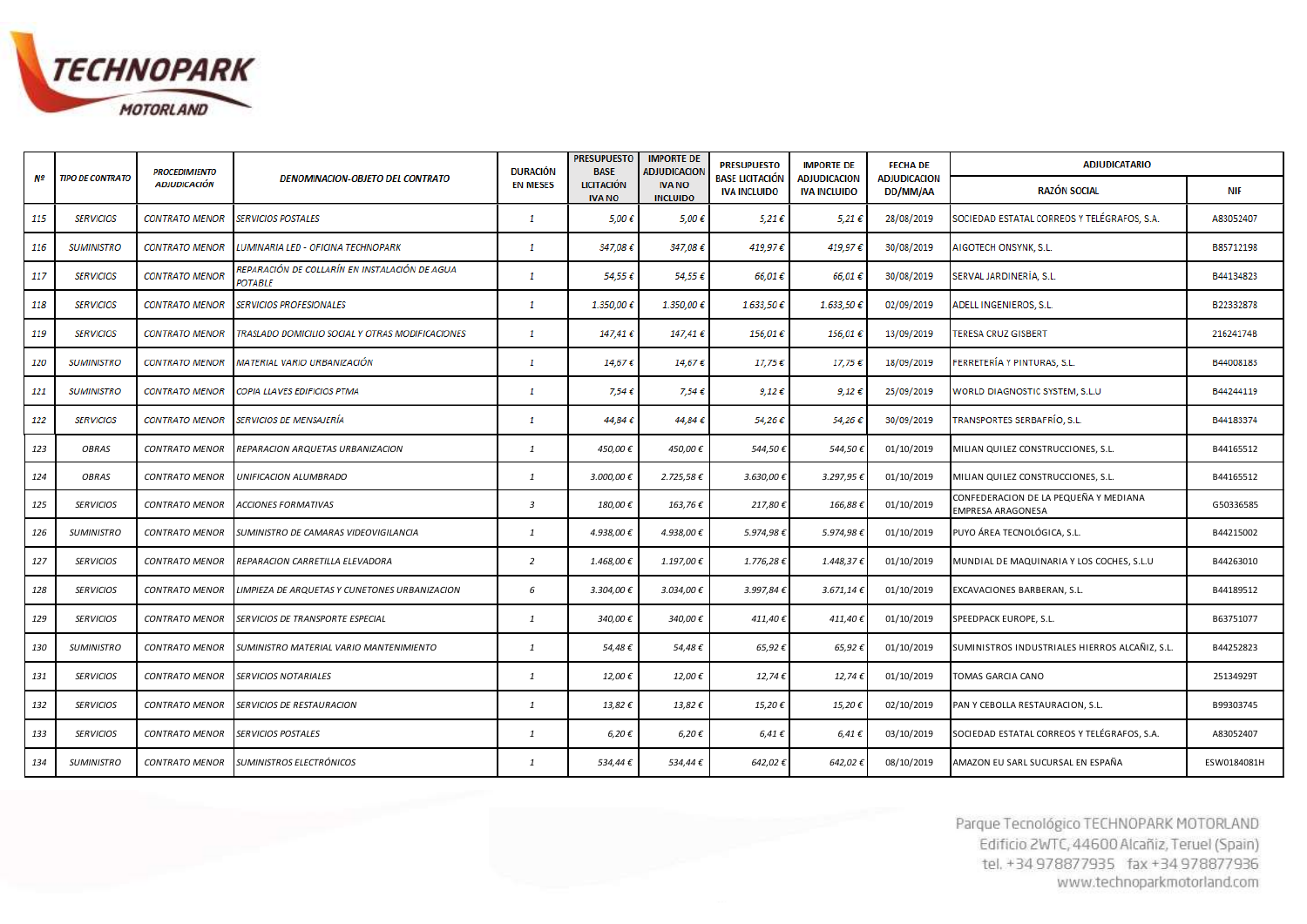| Nº | TIPO DE CONTRATO | PROCEDIMIENTO ADJUDICACIÓN | DENOMINACION-OBJETO DEL CONTRATO | DURACIÓN EN MESES | PRESUPUESTO BASE LICITACIÓN IVA NO | IMPORTE DE ADJUDICACION IVA NO INCLUIDO | PRESUPUESTO BASE LICITACIÓN IVA INCLUIDO | IMPORTE DE ADJUDICACION IVA INCLUIDO | FECHA DE ADJUDICACION DD/MM/AA | ADJUDICATARIO | |
|---|---|---|---|---|---|---|---|---|---|---|---|
| | | | | | | | | | | RAZÓN SOCIAL | NIF |
| 115 | SERVICIOS | CONTRATO MENOR | SERVICIOS POSTALES | 1 | 5,00 € | 5,00 € | 5,21 € | 5,21 € | 28/08/2019 | SOCIEDAD ESTATAL CORREOS Y TELÉGRAFOS, S.A. | A83052407 |
| 116 | SUMINISTRO | CONTRATO MENOR | LUMINARIA LED - OFICINA TECHNOPARK | 1 | 347,08 € | 347,08 € | 419,97 € | 419,97 € | 30/08/2019 | AIGOTECH ONSYNK, S.L. | B85712198 |
| 117 | SERVICIOS | CONTRATO MENOR | REPARACIÓN DE COLLARÍN EN INSTALACIÓN DE AGUA POTABLE | 1 | 54,55 € | 54,55 € | 66,01 € | 66,01 € | 30/08/2019 | SERVAL JARDINERÍA, S.L. | B44134823 |
| 118 | SERVICIOS | CONTRATO MENOR | SERVICIOS PROFESIONALES | 1 | 1.350,00 € | 1.350,00 € | 1.633,50 € | 1.633,50 € | 02/09/2019 | ADELL INGENIEROS, S.L. | B22332878 |
| 119 | SERVICIOS | CONTRATO MENOR | TRASLADO DOMICILIO SOCIAL Y OTRAS MODIFICACIONES | 1 | 147,41 € | 147,41 € | 156,01 € | 156,01 € | 13/09/2019 | TERESA CRUZ GISBERT | 21624174B |
| 120 | SUMINISTRO | CONTRATO MENOR | MATERIAL VARIO URBANIZACIÓN | 1 | 14,67 € | 14,67 € | 17,75 € | 17,75 € | 18/09/2019 | FERRETERÍA Y PINTURAS, S.L. | B44008183 |
| 121 | SUMINISTRO | CONTRATO MENOR | COPIA LLAVES EDIFICIOS PTMA | 1 | 7,54 € | 7,54 € | 9,12 € | 9,12 € | 25/09/2019 | WORLD DIAGNOSTIC SYSTEM, S.L.U | B44244119 |
| 122 | SERVICIOS | CONTRATO MENOR | SERVICIOS DE MENSAJERÍA | 1 | 44,84 € | 44,84 € | 54,26 € | 54,26 € | 30/09/2019 | TRANSPORTES SERBAFRÍO, S.L. | B44183374 |
| 123 | OBRAS | CONTRATO MENOR | REPARACION ARQUETAS URBANIZACION | 1 | 450,00 € | 450,00 € | 544,50 € | 544,50 € | 01/10/2019 | MILIAN QUILEZ CONSTRUCCIONES, S.L. | B44165512 |
| 124 | OBRAS | CONTRATO MENOR | UNIFICACION ALUMBRADO | 1 | 3.000,00 € | 2.725,58 € | 3.630,00 € | 3.297,95 € | 01/10/2019 | MILIAN QUILEZ CONSTRUCCIONES, S.L. | B44165512 |
| 125 | SERVICIOS | CONTRATO MENOR | ACCIONES FORMATIVAS | 3 | 180,00 € | 163,76 € | 217,80 € | 166,88 € | 01/10/2019 | CONFEDERACION DE LA PEQUEÑA Y MEDIANA EMPRESA ARAGONESA | G50336585 |
| 126 | SUMINISTRO | CONTRATO MENOR | SUMINISTRO DE CAMARAS VIDEOVIGILANCIA | 1 | 4.938,00 € | 4.938,00 € | 5.974,98 € | 5.974,98 € | 01/10/2019 | PUYO ÁREA TECNOLÓGICA, S.L. | B44215002 |
| 127 | SERVICIOS | CONTRATO MENOR | REPARACION CARRETILLA ELEVADORA | 2 | 1.468,00 € | 1.197,00 € | 1.776,28 € | 1.448,37 € | 01/10/2019 | MUNDIAL DE MAQUINARIA Y LOS COCHES, S.L.U | B44263010 |
| 128 | SERVICIOS | CONTRATO MENOR | LIMPIEZA DE ARQUETAS Y CUNETONES URBANIZACION | 6 | 3.304,00 € | 3.034,00 € | 3.997,84 € | 3.671,14 € | 01/10/2019 | EXCAVACIONES BARBERAN, S.L. | B44189512 |
| 129 | SERVICIOS | CONTRATO MENOR | SERVICIOS DE TRANSPORTE ESPECIAL | 1 | 340,00 € | 340,00 € | 411,40 € | 411,40 € | 01/10/2019 | SPEEDPACK EUROPE, S.L. | B63751077 |
| 130 | SUMINISTRO | CONTRATO MENOR | SUMINISTRO MATERIAL VARIO MANTENIMIENTO | 1 | 54,48 € | 54,48 € | 65,92 € | 65,92 € | 01/10/2019 | SUMINISTROS INDUSTRIALES HIERROS ALCAÑIZ, S.L. | B44252823 |
| 131 | SERVICIOS | CONTRATO MENOR | SERVICIOS NOTARIALES | 1 | 12,00 € | 12,00 € | 12,74 € | 12,74 € | 01/10/2019 | TOMAS GARCIA CANO | 25134929T |
| 132 | SERVICIOS | CONTRATO MENOR | SERVICIOS DE RESTAURACION | 1 | 13,82 € | 13,82 € | 15,20 € | 15,20 € | 02/10/2019 | PAN Y CEBOLLA RESTAURACION, S.L. | B99303745 |
| 133 | SERVICIOS | CONTRATO MENOR | SERVICIOS POSTALES | 1 | 6,20 € | 6,20 € | 6,41 € | 6,41 € | 03/10/2019 | SOCIEDAD ESTATAL CORREOS Y TELÉGRAFOS, S.A. | A83052407 |
| 134 | SUMINISTRO | CONTRATO MENOR | SUMINISTROS ELECTRÓNICOS | 1 | 534,44 € | 534,44 € | 642,02 € | 642,02 € | 08/10/2019 | AMAZON EU SARL SUCURSAL EN ESPAÑA | ESW0184081H |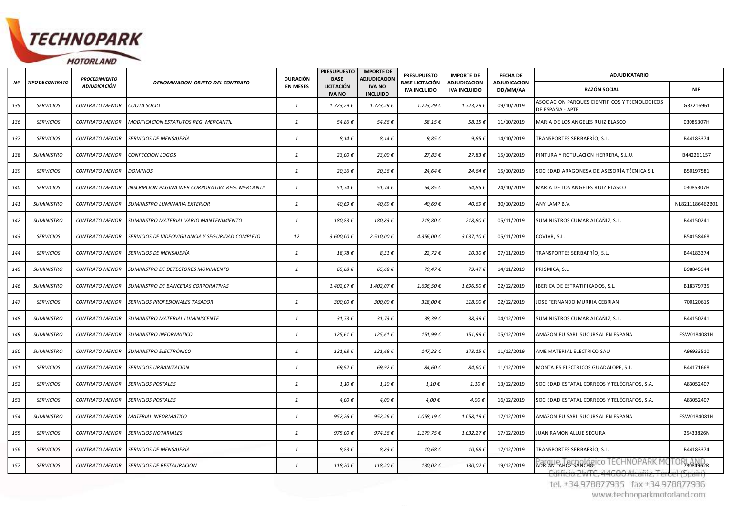| Nº | TIPO DE CONTRATO | PROCEDIMIENTO ADJUDICACIÓN | DENOMINACION-OBJETO DEL CONTRATO | DURACIÓN EN MESES | PRESUPUESTO BASE LICITACIÓN IVA NO | IMPORTE DE ADJUDICACION IVA NO INCLUIDO | PRESUPUESTO BASE LICITACIÓN IVA INCLUIDO | IMPORTE DE ADJUDICACION IVA INCLUIDO | FECHA DE ADJUDICACION DD/MM/AA | ADJUDICATARIO | |
|---|---|---|---|---|---|---|---|---|---|---|---|
| | | | | | | | | | | RAZÓN SOCIAL | NIF |
| 135 | SERVICIOS | CONTRATO MENOR | CUOTA SOCIO | 1 | 1.723,29 € | 1.723,29 € | 1.723,29 € | 1.723,29 € | 09/10/2019 | ASOCIACION PARQUES CIENTIFICOS Y TECNOLOGICOS DE ESPAÑA - APTE | G33216961 |
| 136 | SERVICIOS | CONTRATO MENOR | MODIFICACION ESTATUTOS REG. MERCANTIL | 1 | 54,86 € | 54,86 € | 58,15 € | 58,15 € | 11/10/2019 | MARIA DE LOS ANGELES RUIZ BLASCO | 03085307H |
| 137 | SERVICIOS | CONTRATO MENOR | SERVICIOS DE MENSAJERÍA | 1 | 8,14 € | 8,14 € | 9,85 € | 9,85 € | 14/10/2019 | TRANSPORTES SERBAFRÍO, S.L. | B44183374 |
| 138 | SUMINISTRO | CONTRATO MENOR | CONFECCION LOGOS | 1 | 23,00 € | 23,00 € | 27,83 € | 27,83 € | 15/10/2019 | PINTURA Y ROTULACION HERRERA, S.L.U. | B442261157 |
| 139 | SERVICIOS | CONTRATO MENOR | DOMINIOS | 1 | 20,36 € | 20,36 € | 24,64 € | 24,64 € | 15/10/2019 | SOCIEDAD ARAGONESA DE ASESORÍA TÉCNICA S.L | B50197581 |
| 140 | SERVICIOS | CONTRATO MENOR | INSCRIPCION PAGINA WEB CORPORATIVA REG. MERCANTIL | 1 | 51,74 € | 51,74 € | 54,85 € | 54,85 € | 24/10/2019 | MARIA DE LOS ANGELES RUIZ BLASCO | 03085307H |
| 141 | SUMINISTRO | CONTRATO MENOR | SUMINISTRO LUMINARIA EXTERIOR | 1 | 40,69 € | 40,69 € | 40,69 € | 40,69 € | 30/10/2019 | ANY LAMP B.V. | NL8211186462B01 |
| 142 | SUMINISTRO | CONTRATO MENOR | SUMINISTRO MATERIAL VARIO MANTENIMIENTO | 1 | 180,83 € | 180,83 € | 218,80 € | 218,80 € | 05/11/2019 | SUMINISTROS CUMAR ALCAÑIZ, S.L. | B44150241 |
| 143 | SERVICIOS | CONTRATO MENOR | SERVICIOS DE VIDEOVIGILANCIA Y SEGURIDAD COMPLEJO | 12 | 3.600,00 € | 2.510,00 € | 4.356,00 € | 3.037,10 € | 05/11/2019 | COVIAR, S.L. | B50158468 |
| 144 | SERVICIOS | CONTRATO MENOR | SERVICIOS DE MENSAJERÍA | 1 | 18,78 € | 8,51 € | 22,72 € | 10,30 € | 07/11/2019 | TRANSPORTES SERBAFRÍO, S.L. | B44183374 |
| 145 | SUMINISTRO | CONTRATO MENOR | SUMINISTRO DE DETECTORES MOVIMIENTO | 1 | 65,68 € | 65,68 € | 79,47 € | 79,47 € | 14/11/2019 | PRISMICA, S.L. | B98845944 |
| 146 | SUMINISTRO | CONTRATO MENOR | SUMINISTRO DE BANCERAS CORPORATIVAS | | 1.402,07 € | 1.402,07 € | 1.696,50 € | 1.696,50 € | 02/12/2019 | IBERICA DE ESTRATIFICADOS, S.L. | B18379735 |
| 147 | SERVICIOS | CONTRATO MENOR | SERVICIOS PROFESIONALES TASADOR | 1 | 300,00 € | 300,00 € | 318,00 € | 318,00 € | 02/12/2019 | JOSE FERNANDO MURRIA CEBRIAN | 70012061S |
| 148 | SUMINISTRO | CONTRATO MENOR | SUMINISTRO MATERIAL LUMINISCENTE | 1 | 31,73 € | 31,73 € | 38,39 € | 38,39 € | 04/12/2019 | SUMINISTROS CUMAR ALCAÑIZ, S.L. | B44150241 |
| 149 | SUMINISTRO | CONTRATO MENOR | SUMINISTRO INFORMÁTICO | 1 | 125,61 € | 125,61 € | 151,99 € | 151,99 € | 05/12/2019 | AMAZON EU SARL SUCURSAL EN ESPAÑA | ESW0184081H |
| 150 | SUMINISTRO | CONTRATO MENOR | SUMINISTRO ELECTRÓNICO | 1 | 121,68 € | 121,68 € | 147,23 € | 178,15 € | 11/12/2019 | AME MATERIAL ELECTRICO SAU | A96933510 |
| 151 | SERVICIOS | CONTRATO MENOR | SERVICIOS URBANIZACION | 1 | 69,92 € | 69,92 € | 84,60 € | 84,60 € | 11/12/2019 | MONTAJES ELECTRICOS GUADALOPE, S.L. | B44171668 |
| 152 | SERVICIOS | CONTRATO MENOR | SERVICIOS POSTALES | 1 | 1,10 € | 1,10 € | 1,10 € | 1,10 € | 13/12/2019 | SOCIEDAD ESTATAL CORREOS Y TELÉGRAFOS, S.A. | A83052407 |
| 153 | SERVICIOS | CONTRATO MENOR | SERVICIOS POSTALES | 1 | 4,00 € | 4,00 € | 4,00 € | 4,00 € | 16/12/2019 | SOCIEDAD ESTATAL CORREOS Y TELÉGRAFOS, S.A. | A83052407 |
| 154 | SUMINISTRO | CONTRATO MENOR | MATERIAL INFORMÁTICO | 1 | 952,26 € | 952,26 € | 1.058,19 € | 1.058,19 € | 17/12/2019 | AMAZON EU SARL SUCURSAL EN ESPAÑA | ESW0184081H |
| 155 | SERVICIOS | CONTRATO MENOR | SERVICIOS NOTARIALES | 1 | 975,00 € | 974,56 € | 1.179,75 € | 1.032,27 € | 17/12/2019 | JUAN RAMON ALLUE SEGURA | 25433826N |
| 156 | SERVICIOS | CONTRATO MENOR | SERVICIOS DE MENSAJERÍA | 1 | 8,83 € | 8,83 € | 10,68 € | 10,68 € | 17/12/2019 | TRANSPORTES SERBAFRÍO, S.L. | B44183374 |
| 157 | SERVICIOS | CONTRATO MENOR | SERVICIOS DE RESTAURACION | 1 | 118,20 € | 118,20 € | 130,02 € | 130,02 € | 19/12/2019 | ADRIAN LAHOZ SANCHO | 73084962R |